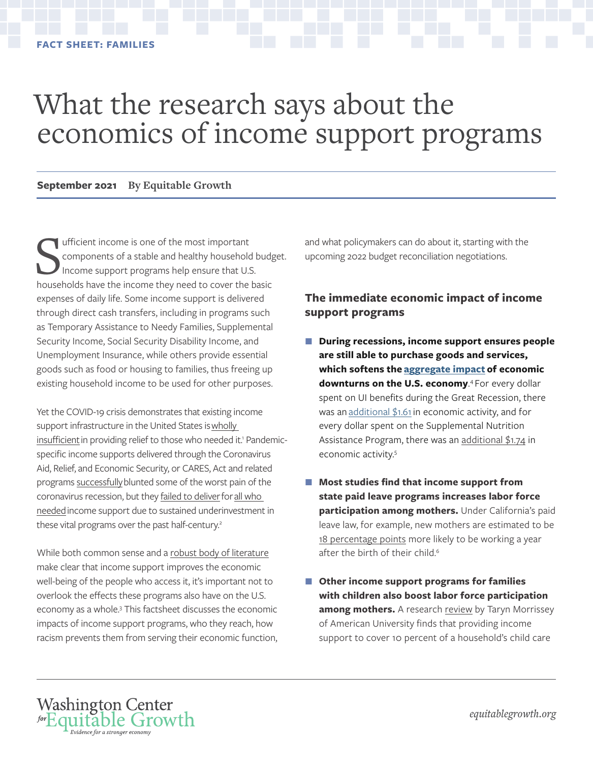FACT SHEET: FAMILIES

# What the research says about the economics of income support programs

**September 2021** **By Equitable Growth**

Sufficient income is one of the most important components of a stable and healthy household budget. Income support programs help ensure that U.S. households have the income they need to cover the basic expenses of daily life. Some income support is delivered through direct cash transfers, including in programs such as Temporary Assistance to Needy Families, Supplemental Security Income, Social Security Disability Income, and Unemployment Insurance, while others provide essential goods such as food or housing to families, thus freeing up existing household income to be used for other purposes.

Yet the COVID-19 crisis demonstrates that existing income support infrastructure in the United States is wholly insufficient in providing relief to those who needed it.[1] Pandemic-specific income supports delivered through the Coronavirus Aid, Relief, and Economic Security, or CARES, Act and related programs successfully blunted some of the worst pain of the coronavirus recession, but they failed to deliver for all who needed income support due to sustained underinvestment in these vital programs over the past half-century.[2]

While both common sense and a robust body of literature make clear that income support improves the economic well-being of the people who access it, it's important not to overlook the effects these programs also have on the U.S. economy as a whole.[3] This factsheet discusses the economic impacts of income support programs, who they reach, how racism prevents them from serving their economic function, and what policymakers can do about it, starting with the upcoming 2022 budget reconciliation negotiations.

## The immediate economic impact of income support programs

- **During recessions, income support ensures people are still able to purchase goods and services, which softens the aggregate impact of economic downturns on the U.S. economy**.[4] For every dollar spent on UI benefits during the Great Recession, there was an additional $1.61 in economic activity, and for every dollar spent on the Supplemental Nutrition Assistance Program, there was an additional $1.74 in economic activity.[5]

- **Most studies find that income support from state paid leave programs increases labor force participation among mothers.** Under California's paid leave law, for example, new mothers are estimated to be 18 percentage points more likely to be working a year after the birth of their child.[6]

- **Other income support programs for families with children also boost labor force participation among mothers.** A research review by Taryn Morrissey of American University finds that providing income support to cover 10 percent of a household's child care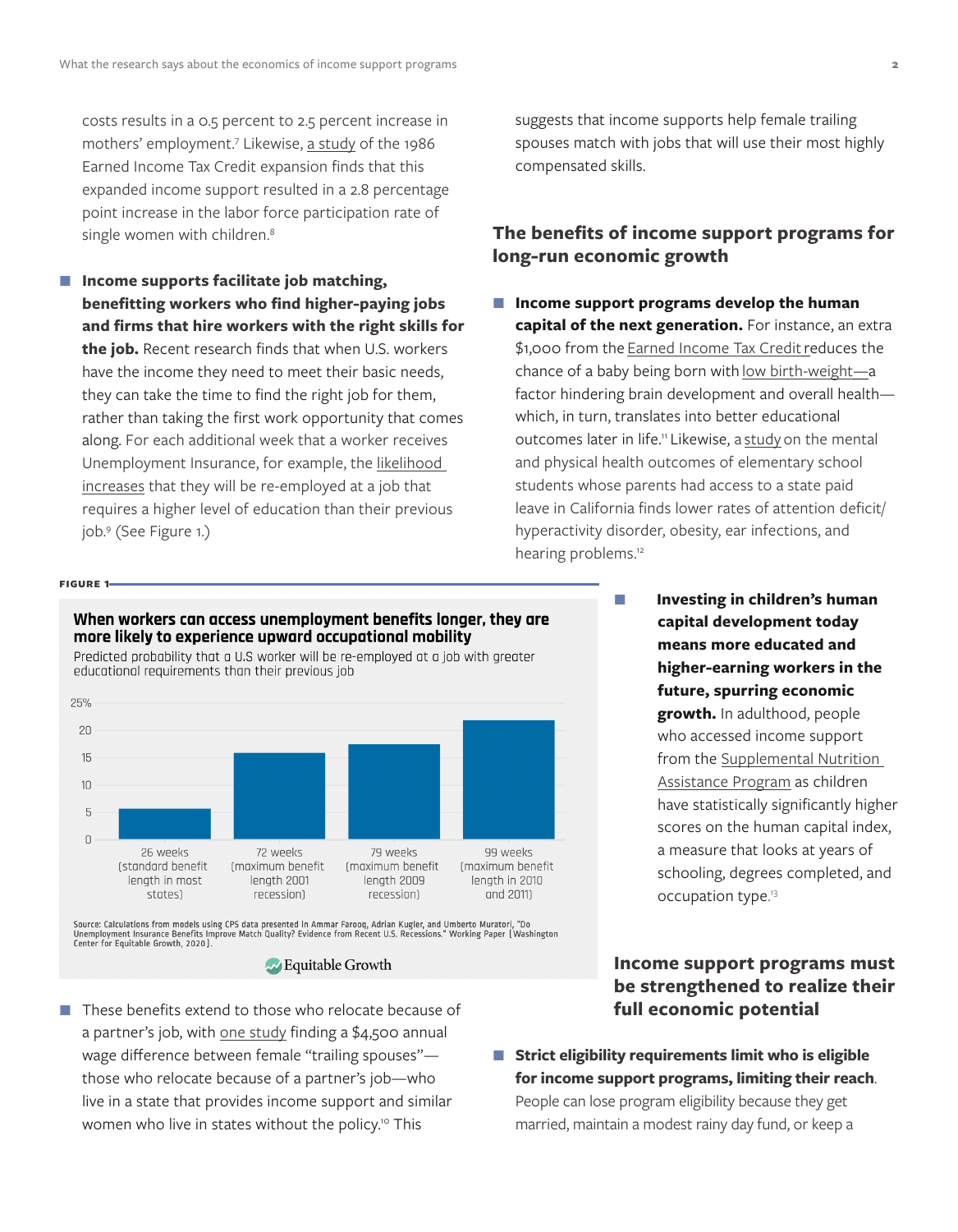costs results in a 0.5 percent to 2.5 percent increase in mothers' employment.[7] Likewise, a study of the 1986 Earned Income Tax Credit expansion finds that this expanded income support resulted in a 2.8 percentage point increase in the labor force participation rate of single women with children.[8]

- **Income supports facilitate job matching, benefitting workers who find higher-paying jobs and firms that hire workers with the right skills for the job.** Recent research finds that when U.S. workers have the income they need to meet their basic needs, they can take the time to find the right job for them, rather than taking the first work opportunity that comes along. For each additional week that a worker receives Unemployment Insurance, for example, the likelihood increases that they will be re-employed at a job that requires a higher level of education than their previous job.[9] (See Figure 1.)

**FIGURE 1**

**When workers can access unemployment benefits longer, they are more likely to experience upward occupational mobility**

Predicted probability that a U.S worker will be re-employed at a job with greater educational requirements than their previous job

| Unemployment benefit length | Predicted probability (approx.) |
| --- | --- |
| 26 weeks (standard benefit length in most states) | ~5.5% |
| 72 weeks (maximum benefit length 2001 recession) | ~16% |
| 79 weeks (maximum benefit length 2009 recession) | ~17.5% |
| 99 weeks (maximum benefit length in 2010 and 2011) | ~22% |

Source: Calculations from models using CPS data presented in Ammar Farooq, Adrian Kugler, and Umberto Muratori, "Do Unemployment Insurance Benefits Improve Match Quality? Evidence from Recent U.S. Recessions." Working Paper (Washington Center for Equitable Growth, 2020).

Equitable Growth

- These benefits extend to those who relocate because of a partner's job, with one study finding a $4,500 annual wage difference between female "trailing spouses"—those who relocate because of a partner's job—who live in a state that provides income support and similar women who live in states without the policy.[10] This suggests that income supports help female trailing spouses match with jobs that will use their most highly compensated skills.

## The benefits of income support programs for long-run economic growth

- **Income support programs develop the human capital of the next generation.** For instance, an extra $1,000 from the Earned Income Tax Credit reduces the chance of a baby being born with low birth-weight—a factor hindering brain development and overall health—which, in turn, translates into better educational outcomes later in life.[11] Likewise, a study on the mental and physical health outcomes of elementary school students whose parents had access to a state paid leave in California finds lower rates of attention deficit/hyperactivity disorder, obesity, ear infections, and hearing problems.[12]

- **Investing in children's human capital development today means more educated and higher-earning workers in the future, spurring economic growth.** In adulthood, people who accessed income support from the Supplemental Nutrition Assistance Program as children have statistically significantly higher scores on the human capital index, a measure that looks at years of schooling, degrees completed, and occupation type.[13]

## Income support programs must be strengthened to realize their full economic potential

- **Strict eligibility requirements limit who is eligible for income support programs, limiting their reach**. People can lose program eligibility because they get married, maintain a modest rainy day fund, or keep a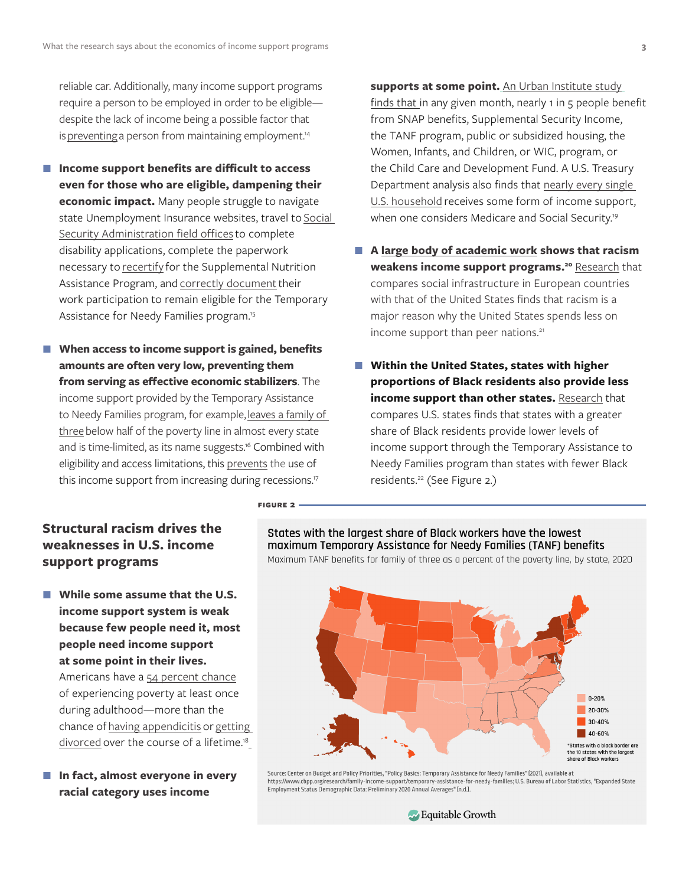reliable car. Additionally, many income support programs require a person to be employed in order to be eligible—despite the lack of income being a possible factor that is preventing a person from maintaining employment.[14]

- **Income support benefits are difficult to access even for those who are eligible, dampening their economic impact.** Many people struggle to navigate state Unemployment Insurance websites, travel to Social Security Administration field offices to complete disability applications, complete the paperwork necessary to recertify for the Supplemental Nutrition Assistance Program, and correctly document their work participation to remain eligible for the Temporary Assistance for Needy Families program.[15]

- **When access to income support is gained, benefits amounts are often very low, preventing them from serving as effective economic stabilizers**. The income support provided by the Temporary Assistance to Needy Families program, for example, leaves a family of three below half of the poverty line in almost every state and is time-limited, as its name suggests.[16] Combined with eligibility and access limitations, this prevents the use of this income support from increasing during recessions.[17]

## Structural racism drives the weaknesses in U.S. income support programs

- **While some assume that the U.S. income support system is weak because few people need it, most people need income support at some point in their lives.** Americans have a 54 percent chance of experiencing poverty at least once during adulthood—more than the chance of having appendicitis or getting divorced over the course of a lifetime.[18]

- **In fact, almost everyone in every racial category uses income supports at some point.** An Urban Institute study finds that in any given month, nearly 1 in 5 people benefit from SNAP benefits, Supplemental Security Income, the TANF program, public or subsidized housing, the Women, Infants, and Children, or WIC, program, or the Child Care and Development Fund. A U.S. Treasury Department analysis also finds that nearly every single U.S. household receives some form of income support, when one considers Medicare and Social Security.[19]

- **A large body of academic work shows that racism weakens income support programs.[20]** Research that compares social infrastructure in European countries with that of the United States finds that racism is a major reason why the United States spends less on income support than peer nations.[21]

- **Within the United States, states with higher proportions of Black residents also provide less income support than other states.** Research that compares U.S. states finds that states with a greater share of Black residents provide lower levels of income support through the Temporary Assistance to Needy Families program than states with fewer Black residents.[22] (See Figure 2.)

**FIGURE 2**

**States with the largest share of Black workers have the lowest maximum Temporary Assistance for Needy Families (TANF) benefits**

Maximum TANF benefits for family of three as a percent of the poverty line, by state, 2020

Legend: 0-20% | 20-30% | 30-40% | 40-60%

*States with a black border are the 10 states with the largest share of Black workers

Source: Center on Budget and Policy Priorities, "Policy Basics: Temporary Assistance for Needy Families" (2021), available at https://www.cbpp.org/research/family-income-support/temporary-assistance-for-needy-families; U.S. Bureau of Labor Statistics, "Expanded State Employment Status Demographic Data: Preliminary 2020 Annual Averages" (n.d.).

Equitable Growth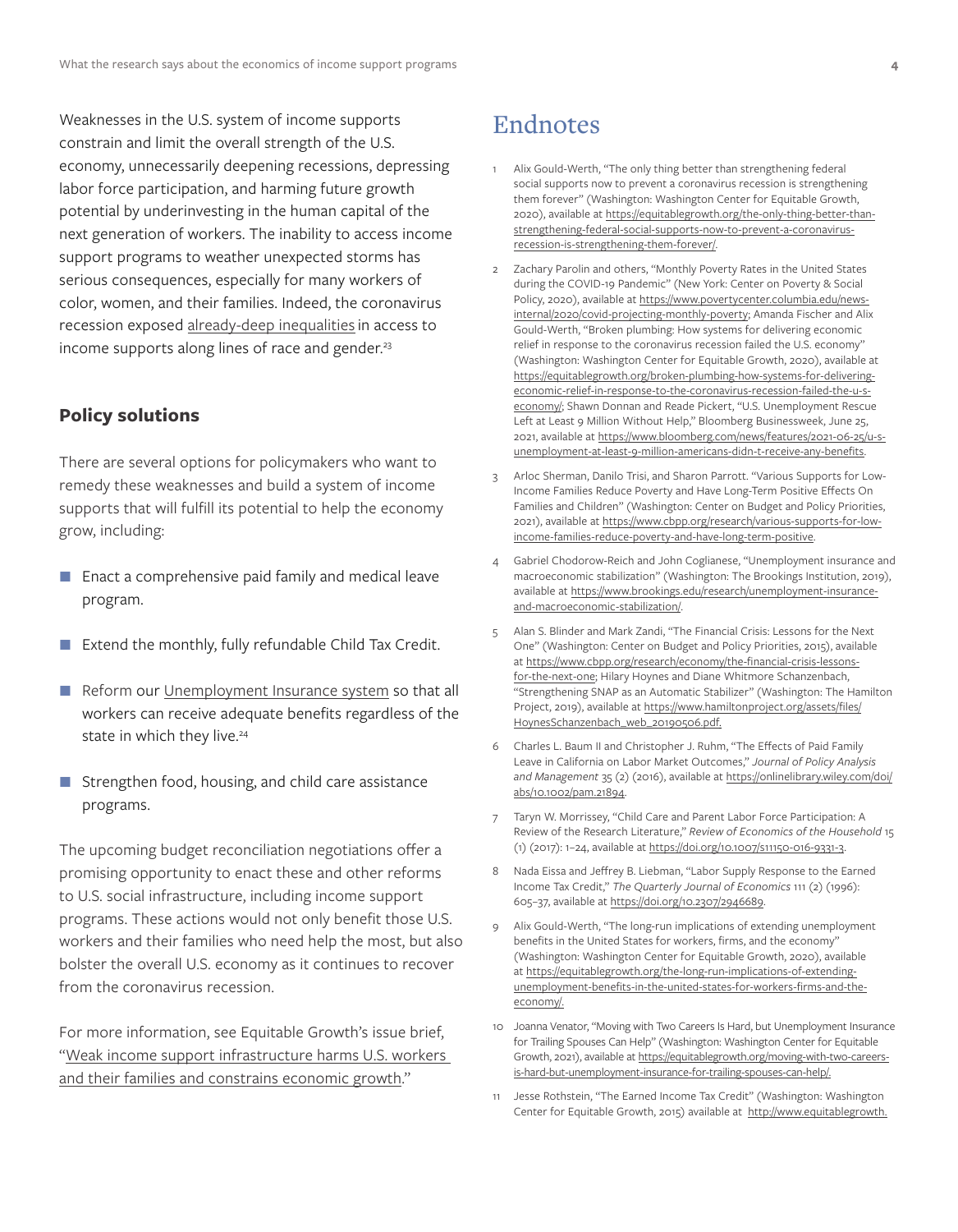Weaknesses in the U.S. system of income supports constrain and limit the overall strength of the U.S. economy, unnecessarily deepening recessions, depressing labor force participation, and harming future growth potential by underinvesting in the human capital of the next generation of workers. The inability to access income support programs to weather unexpected storms has serious consequences, especially for many workers of color, women, and their families. Indeed, the coronavirus recession exposed already-deep inequalities in access to income supports along lines of race and gender.[23]

### Policy solutions

There are several options for policymakers who want to remedy these weaknesses and build a system of income supports that will fulfill its potential to help the economy grow, including:

- Enact a comprehensive paid family and medical leave program.
- Extend the monthly, fully refundable Child Tax Credit.
- Reform our Unemployment Insurance system so that all workers can receive adequate benefits regardless of the state in which they live.[24]
- Strengthen food, housing, and child care assistance programs.

The upcoming budget reconciliation negotiations offer a promising opportunity to enact these and other reforms to U.S. social infrastructure, including income support programs. These actions would not only benefit those U.S. workers and their families who need help the most, but also bolster the overall U.S. economy as it continues to recover from the coronavirus recession.

For more information, see Equitable Growth's issue brief, "Weak income support infrastructure harms U.S. workers and their families and constrains economic growth."

## Endnotes

1. Alix Gould-Werth, "The only thing better than strengthening federal social supports now to prevent a coronavirus recession is strengthening them forever" (Washington: Washington Center for Equitable Growth, 2020), available at https://equitablegrowth.org/the-only-thing-better-than-strengthening-federal-social-supports-now-to-prevent-a-coronavirus-recession-is-strengthening-them-forever/.
2. Zachary Parolin and others, "Monthly Poverty Rates in the United States during the COVID-19 Pandemic" (New York: Center on Poverty & Social Policy, 2020), available at https://www.povertycenter.columbia.edu/news-internal/2020/covid-projecting-monthly-poverty; Amanda Fischer and Alix Gould-Werth, "Broken plumbing: How systems for delivering economic relief in response to the coronavirus recession failed the U.S. economy" (Washington: Washington Center for Equitable Growth, 2020), available at https://equitablegrowth.org/broken-plumbing-how-systems-for-delivering-economic-relief-in-response-to-the-coronavirus-recession-failed-the-u-s-economy/; Shawn Donnan and Reade Pickert, "U.S. Unemployment Rescue Left at Least 9 Million Without Help," Bloomberg Businessweek, June 25, 2021, available at https://www.bloomberg.com/news/features/2021-06-25/u-s-unemployment-at-least-9-million-americans-didn-t-receive-any-benefits.
3. Arloc Sherman, Danilo Trisi, and Sharon Parrott. "Various Supports for Low-Income Families Reduce Poverty and Have Long-Term Positive Effects On Families and Children" (Washington: Center on Budget and Policy Priorities, 2021), available at https://www.cbpp.org/research/various-supports-for-low-income-families-reduce-poverty-and-have-long-term-positive.
4. Gabriel Chodorow-Reich and John Coglianese, "Unemployment insurance and macroeconomic stabilization" (Washington: The Brookings Institution, 2019), available at https://www.brookings.edu/research/unemployment-insurance-and-macroeconomic-stabilization/.
5. Alan S. Blinder and Mark Zandi, "The Financial Crisis: Lessons for the Next One" (Washington: Center on Budget and Policy Priorities, 2015), available at https://www.cbpp.org/research/economy/the-financial-crisis-lessons-for-the-next-one; Hilary Hoynes and Diane Whitmore Schanzenbach, "Strengthening SNAP as an Automatic Stabilizer" (Washington: The Hamilton Project, 2019), available at https://www.hamiltonproject.org/assets/files/HoynesSchanzenbach_web_20190506.pdf.
6. Charles L. Baum II and Christopher J. Ruhm, "The Effects of Paid Family Leave in California on Labor Market Outcomes," *Journal of Policy Analysis and Management* 35 (2) (2016), available at https://onlinelibrary.wiley.com/doi/abs/10.1002/pam.21894.
7. Taryn W. Morrissey, "Child Care and Parent Labor Force Participation: A Review of the Research Literature," *Review of Economics of the Household* 15 (1) (2017): 1–24, available at https://doi.org/10.1007/s11150-016-9331-3.
8. Nada Eissa and Jeffrey B. Liebman, "Labor Supply Response to the Earned Income Tax Credit," *The Quarterly Journal of Economics* 111 (2) (1996): 605–37, available at https://doi.org/10.2307/2946689.
9. Alix Gould-Werth, "The long-run implications of extending unemployment benefits in the United States for workers, firms, and the economy" (Washington: Washington Center for Equitable Growth, 2020), available at https://equitablegrowth.org/the-long-run-implications-of-extending-unemployment-benefits-in-the-united-states-for-workers-firms-and-the-economy/.
10. Joanna Venator, "Moving with Two Careers Is Hard, but Unemployment Insurance for Trailing Spouses Can Help" (Washington: Washington Center for Equitable Growth, 2021), available at https://equitablegrowth.org/moving-with-two-careers-is-hard-but-unemployment-insurance-for-trailing-spouses-can-help/.
11. Jesse Rothstein, "The Earned Income Tax Credit" (Washington: Washington Center for Equitable Growth, 2015) available at http://www.equitablegrowth.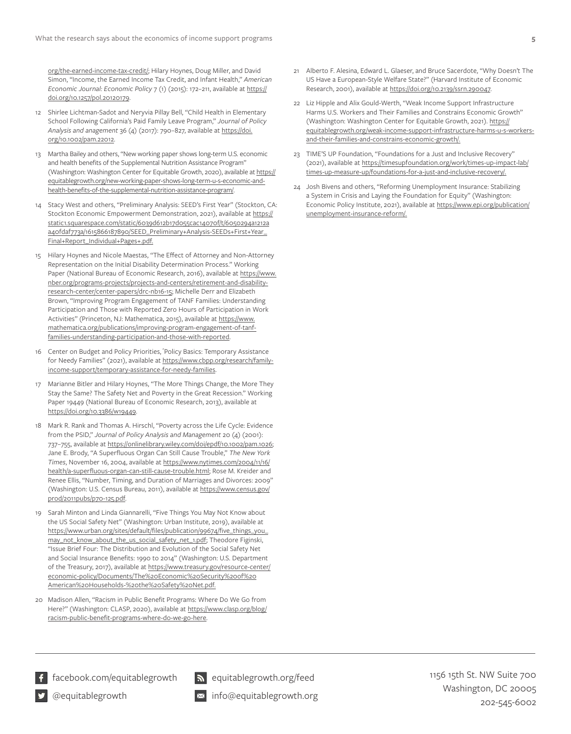org/the-earned-income-tax-credit/; Hilary Hoynes, Doug Miller, and David Simon, "Income, the Earned Income Tax Credit, and Infant Health," *American Economic Journal: Economic Policy* 7 (1) (2015): 172–211, available at https://doi.org/10.1257/pol.20120179.

12 Shirlee Lichtman-Sadot and Neryvia Pillay Bell, "Child Health in Elementary School Following California's Paid Family Leave Program," *Journal of Policy Analysis and anagement* 36 (4) (2017): 790–827, available at https://doi.org/10.1002/pam.22012.

13 Martha Bailey and others, "New working paper shows long-term U.S. economic and health benefits of the Supplemental Nutrition Assistance Program" (Washington: Washington Center for Equitable Growth, 2020), available at https://equitablegrowth.org/new-working-paper-shows-long-term-u-s-economic-and-health-benefits-of-the-supplemental-nutrition-assistance-program/.

14 Stacy West and others, "Preliminary Analysis: SEED's First Year" (Stockton, CA: Stockton Economic Empowerment Demonstration, 2021), available at https://static1.squarespace.com/static/6039d612b17d055cac14070f/t/6050294a1212aa40fdaf773a/1615866187890/SEED_Preliminary+Analysis-SEEDs+First+Year_Final+Report_Individual+Pages+.pdf.

15 Hilary Hoynes and Nicole Maestas, "The Effect of Attorney and Non-Attorney Representation on the Initial Disability Determination Process." Working Paper (National Bureau of Economic Research, 2016), available at https://www.nber.org/programs-projects/projects-and-centers/retirement-and-disability-research-center/center-papers/drc-nb16-15; Michelle Derr and Elizabeth Brown, "Improving Program Engagement of TANF Families: Understanding Participation and Those with Reported Zero Hours of Participation in Work Activities" (Princeton, NJ: Mathematica, 2015), available at https://www.mathematica.org/publications/improving-program-engagement-of-tanf-families-understanding-participation-and-those-with-reported.

16 Center on Budget and Policy Priorities, "Policy Basics: Temporary Assistance for Needy Families" (2021), available at https://www.cbpp.org/research/family-income-support/temporary-assistance-for-needy-families.

17 Marianne Bitler and Hilary Hoynes, "The More Things Change, the More They Stay the Same? The Safety Net and Poverty in the Great Recession." Working Paper 19449 (National Bureau of Economic Research, 2013), available at https://doi.org/10.3386/w19449.

18 Mark R. Rank and Thomas A. Hirschl, "Poverty across the Life Cycle: Evidence from the PSID," *Journal of Policy Analysis and Management* 20 (4) (2001): 737–755, available at https://onlinelibrary.wiley.com/doi/epdf/10.1002/pam.1026; Jane E. Brody, "A Superfluous Organ Can Still Cause Trouble," *The New York Times*, November 16, 2004, available at https://www.nytimes.com/2004/11/16/health/a-superfluous-organ-can-still-cause-trouble.html; Rose M. Kreider and Renee Ellis, "Number, Timing, and Duration of Marriages and Divorces: 2009" (Washington: U.S. Census Bureau, 2011), available at https://www.census.gov/prod/2011pubs/p70-125.pdf.

19 Sarah Minton and Linda Giannarelli, "Five Things You May Not Know about the US Social Safety Net" (Washington: Urban Institute, 2019), available at https://www.urban.org/sites/default/files/publication/99674/five_things_you_may_not_know_about_the_us_social_safety_net_1.pdf; Theodore Figinski, "Issue Brief Four: The Distribution and Evolution of the Social Safety Net and Social Insurance Benefits: 1990 to 2014" (Washington: U.S. Department of the Treasury, 2017), available at https://www.treasury.gov/resource-center/economic-policy/Documents/The%20Economic%20Security%20of%20American%20Households-%20the%20Safety%20Net.pdf.

20 Madison Allen, "Racism in Public Benefit Programs: Where Do We Go from Here?" (Washington: CLASP, 2020), available at https://www.clasp.org/blog/racism-public-benefit-programs-where-do-we-go-here.

21 Alberto F. Alesina, Edward L. Glaeser, and Bruce Sacerdote, "Why Doesn't The US Have a European-Style Welfare State?" (Harvard Institute of Economic Research, 2001), available at https://doi.org/10.2139/ssrn.290047.

22 Liz Hipple and Alix Gould-Werth, "Weak Income Support Infrastructure Harms U.S. Workers and Their Families and Constrains Economic Growth" (Washington: Washington Center for Equitable Growth, 2021). https://equitablegrowth.org/weak-income-support-infrastructure-harms-u-s-workers-and-their-families-and-constrains-economic-growth/.

23 TIME'S UP Foundation, "Foundations for a Just and Inclusive Recovery" (2021), available at https://timesupfoundation.org/work/times-up-impact-lab/times-up-measure-up/foundations-for-a-just-and-inclusive-recovery/.

24 Josh Bivens and others, "Reforming Unemployment Insurance: Stabilizing a System in Crisis and Laying the Foundation for Equity" (Washington: Economic Policy Institute, 2021), available at https://www.epi.org/publication/unemployment-insurance-reform/.

facebook.com/equitablegrowth

@equitablegrowth

equitablegrowth.org/feed

info@equitablegrowth.org

1156 15th St. NW Suite 700
Washington, DC 20005
202-545-6002